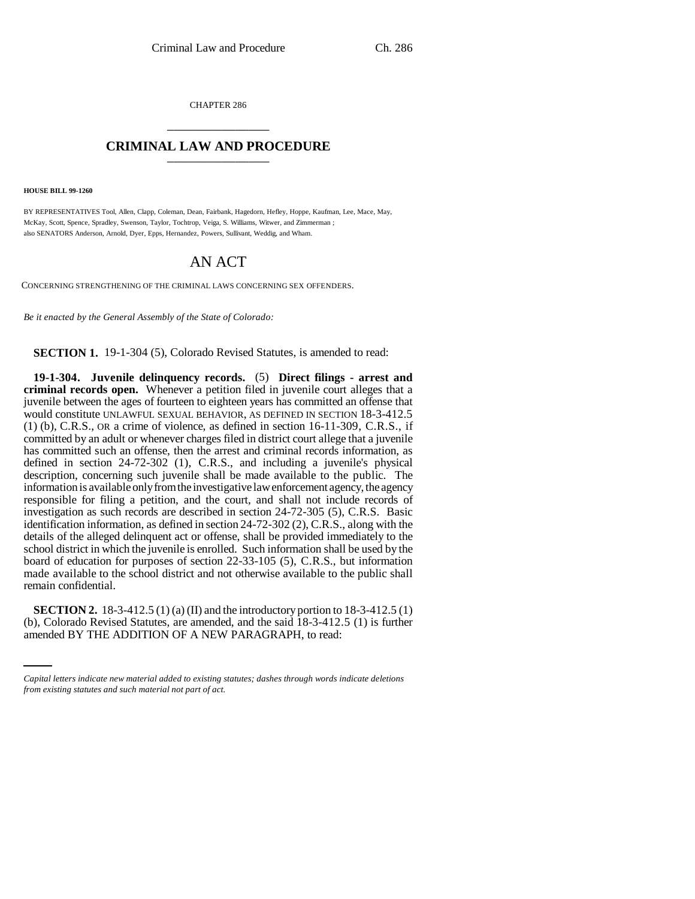CHAPTER 286

# CRIMINAL LAW AND PROCEDURE

**HOUSE BILL 99-1260**

BY REPRESENTATIVES Tool, Allen, Clapp, Coleman, Dean, Fairbank, Hagedorn, Hefley, Hoppe, Kaufman, Lee, Mace, May, McKay, Scott, Spence, Spradley, Swenson, Taylor, Tochtrop, Veiga, S. Williams, Witwer, and Zimmerman ;
also SENATORS Anderson, Arnold, Dyer, Epps, Hernandez, Powers, Sullivant, Weddig, and Wham.

## AN ACT

CONCERNING STRENGTHENING OF THE CRIMINAL LAWS CONCERNING SEX OFFENDERS.

*Be it enacted by the General Assembly of the State of Colorado:*

**SECTION 1.** 19-1-304 (5), Colorado Revised Statutes, is amended to read:

**19-1-304. Juvenile delinquency records.** (5) **Direct filings - arrest and criminal records open.** Whenever a petition filed in juvenile court alleges that a juvenile between the ages of fourteen to eighteen years has committed an offense that would constitute UNLAWFUL SEXUAL BEHAVIOR, AS DEFINED IN SECTION 18-3-412.5 (1) (b), C.R.S., OR a crime of violence, as defined in section 16-11-309, C.R.S., if committed by an adult or whenever charges filed in district court allege that a juvenile has committed such an offense, then the arrest and criminal records information, as defined in section 24-72-302 (1), C.R.S., and including a juvenile's physical description, concerning such juvenile shall be made available to the public. The information is available only from the investigative law enforcement agency, the agency responsible for filing a petition, and the court, and shall not include records of investigation as such records are described in section 24-72-305 (5), C.R.S. Basic identification information, as defined in section 24-72-302 (2), C.R.S., along with the details of the alleged delinquent act or offense, shall be provided immediately to the school district in which the juvenile is enrolled. Such information shall be used by the board of education for purposes of section 22-33-105 (5), C.R.S., but information made available to the school district and not otherwise available to the public shall remain confidential.

**SECTION 2.** 18-3-412.5 (1) (a) (II) and the introductory portion to 18-3-412.5 (1) (b), Colorado Revised Statutes, are amended, and the said 18-3-412.5 (1) is further amended BY THE ADDITION OF A NEW PARAGRAPH, to read:

*Capital letters indicate new material added to existing statutes; dashes through words indicate deletions from existing statutes and such material not part of act.*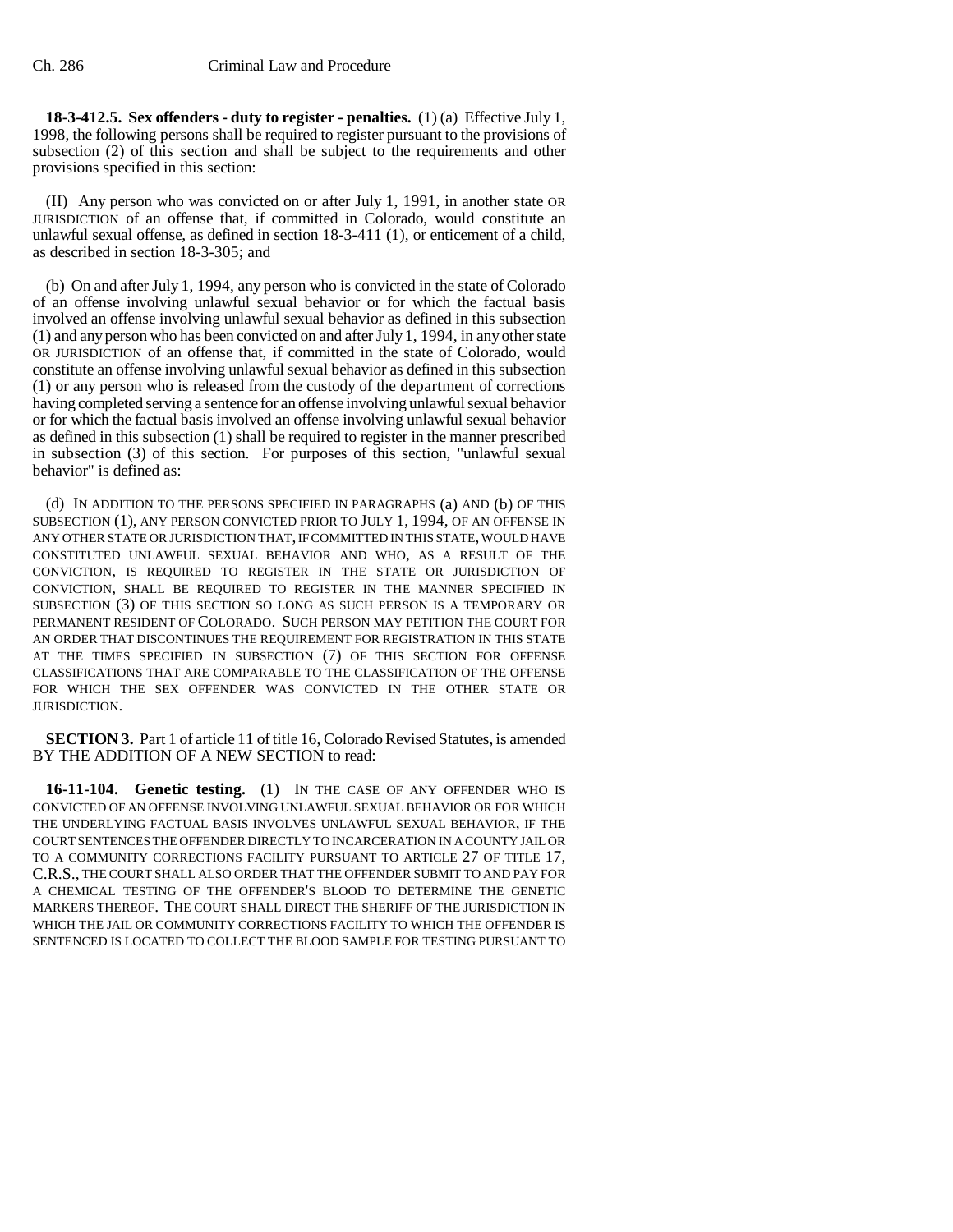**18-3-412.5. Sex offenders - duty to register - penalties.** (1) (a) Effective July 1, 1998, the following persons shall be required to register pursuant to the provisions of subsection (2) of this section and shall be subject to the requirements and other provisions specified in this section:

(II) Any person who was convicted on or after July 1, 1991, in another state OR JURISDICTION of an offense that, if committed in Colorado, would constitute an unlawful sexual offense, as defined in section 18-3-411 (1), or enticement of a child, as described in section 18-3-305; and

(b) On and after July 1, 1994, any person who is convicted in the state of Colorado of an offense involving unlawful sexual behavior or for which the factual basis involved an offense involving unlawful sexual behavior as defined in this subsection (1) and any person who has been convicted on and after July 1, 1994, in any other state OR JURISDICTION of an offense that, if committed in the state of Colorado, would constitute an offense involving unlawful sexual behavior as defined in this subsection (1) or any person who is released from the custody of the department of corrections having completed serving a sentence for an offense involving unlawful sexual behavior or for which the factual basis involved an offense involving unlawful sexual behavior as defined in this subsection (1) shall be required to register in the manner prescribed in subsection (3) of this section. For purposes of this section, "unlawful sexual behavior" is defined as:

(d) IN ADDITION TO THE PERSONS SPECIFIED IN PARAGRAPHS (a) AND (b) OF THIS SUBSECTION (1), ANY PERSON CONVICTED PRIOR TO JULY 1, 1994, OF AN OFFENSE IN ANY OTHER STATE OR JURISDICTION THAT, IF COMMITTED IN THIS STATE, WOULD HAVE CONSTITUTED UNLAWFUL SEXUAL BEHAVIOR AND WHO, AS A RESULT OF THE CONVICTION, IS REQUIRED TO REGISTER IN THE STATE OR JURISDICTION OF CONVICTION, SHALL BE REQUIRED TO REGISTER IN THE MANNER SPECIFIED IN SUBSECTION (3) OF THIS SECTION SO LONG AS SUCH PERSON IS A TEMPORARY OR PERMANENT RESIDENT OF COLORADO. SUCH PERSON MAY PETITION THE COURT FOR AN ORDER THAT DISCONTINUES THE REQUIREMENT FOR REGISTRATION IN THIS STATE AT THE TIMES SPECIFIED IN SUBSECTION (7) OF THIS SECTION FOR OFFENSE CLASSIFICATIONS THAT ARE COMPARABLE TO THE CLASSIFICATION OF THE OFFENSE FOR WHICH THE SEX OFFENDER WAS CONVICTED IN THE OTHER STATE OR JURISDICTION.

**SECTION 3.** Part 1 of article 11 of title 16, Colorado Revised Statutes, is amended BY THE ADDITION OF A NEW SECTION to read:

**16-11-104. Genetic testing.** (1) IN THE CASE OF ANY OFFENDER WHO IS CONVICTED OF AN OFFENSE INVOLVING UNLAWFUL SEXUAL BEHAVIOR OR FOR WHICH THE UNDERLYING FACTUAL BASIS INVOLVES UNLAWFUL SEXUAL BEHAVIOR, IF THE COURT SENTENCES THE OFFENDER DIRECTLY TO INCARCERATION IN A COUNTY JAIL OR TO A COMMUNITY CORRECTIONS FACILITY PURSUANT TO ARTICLE 27 OF TITLE 17, C.R.S., THE COURT SHALL ALSO ORDER THAT THE OFFENDER SUBMIT TO AND PAY FOR A CHEMICAL TESTING OF THE OFFENDER'S BLOOD TO DETERMINE THE GENETIC MARKERS THEREOF. THE COURT SHALL DIRECT THE SHERIFF OF THE JURISDICTION IN WHICH THE JAIL OR COMMUNITY CORRECTIONS FACILITY TO WHICH THE OFFENDER IS SENTENCED IS LOCATED TO COLLECT THE BLOOD SAMPLE FOR TESTING PURSUANT TO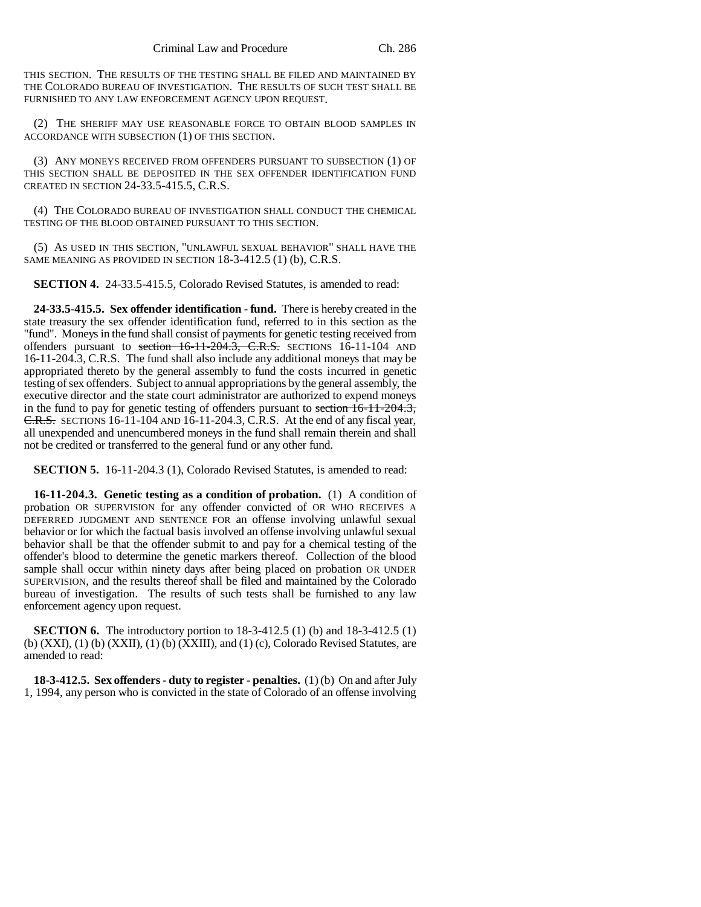THIS SECTION. THE RESULTS OF THE TESTING SHALL BE FILED AND MAINTAINED BY THE COLORADO BUREAU OF INVESTIGATION. THE RESULTS OF SUCH TEST SHALL BE FURNISHED TO ANY LAW ENFORCEMENT AGENCY UPON REQUEST.

(2) THE SHERIFF MAY USE REASONABLE FORCE TO OBTAIN BLOOD SAMPLES IN ACCORDANCE WITH SUBSECTION (1) OF THIS SECTION.

(3) ANY MONEYS RECEIVED FROM OFFENDERS PURSUANT TO SUBSECTION (1) OF THIS SECTION SHALL BE DEPOSITED IN THE SEX OFFENDER IDENTIFICATION FUND CREATED IN SECTION 24-33.5-415.5, C.R.S.

(4) THE COLORADO BUREAU OF INVESTIGATION SHALL CONDUCT THE CHEMICAL TESTING OF THE BLOOD OBTAINED PURSUANT TO THIS SECTION.

(5) AS USED IN THIS SECTION, "UNLAWFUL SEXUAL BEHAVIOR" SHALL HAVE THE SAME MEANING AS PROVIDED IN SECTION 18-3-412.5 (1) (b), C.R.S.

**SECTION 4.** 24-33.5-415.5, Colorado Revised Statutes, is amended to read:

**24-33.5-415.5. Sex offender identification - fund.** There is hereby created in the state treasury the sex offender identification fund, referred to in this section as the "fund". Moneys in the fund shall consist of payments for genetic testing received from offenders pursuant to ~~section 16-11-204.3, C.R.S.~~ SECTIONS 16-11-104 AND 16-11-204.3, C.R.S. The fund shall also include any additional moneys that may be appropriated thereto by the general assembly to fund the costs incurred in genetic testing of sex offenders. Subject to annual appropriations by the general assembly, the executive director and the state court administrator are authorized to expend moneys in the fund to pay for genetic testing of offenders pursuant to ~~section 16-11-204.3, C.R.S.~~ SECTIONS 16-11-104 AND 16-11-204.3, C.R.S. At the end of any fiscal year, all unexpended and unencumbered moneys in the fund shall remain therein and shall not be credited or transferred to the general fund or any other fund.

**SECTION 5.** 16-11-204.3 (1), Colorado Revised Statutes, is amended to read:

**16-11-204.3. Genetic testing as a condition of probation.** (1) A condition of probation OR SUPERVISION for any offender convicted of OR WHO RECEIVES A DEFERRED JUDGMENT AND SENTENCE FOR an offense involving unlawful sexual behavior or for which the factual basis involved an offense involving unlawful sexual behavior shall be that the offender submit to and pay for a chemical testing of the offender's blood to determine the genetic markers thereof. Collection of the blood sample shall occur within ninety days after being placed on probation OR UNDER SUPERVISION, and the results thereof shall be filed and maintained by the Colorado bureau of investigation. The results of such tests shall be furnished to any law enforcement agency upon request.

**SECTION 6.** The introductory portion to 18-3-412.5 (1) (b) and 18-3-412.5 (1) (b) (XXI), (1) (b) (XXII), (1) (b) (XXIII), and (1) (c), Colorado Revised Statutes, are amended to read:

**18-3-412.5. Sex offenders - duty to register - penalties.** (1) (b) On and after July 1, 1994, any person who is convicted in the state of Colorado of an offense involving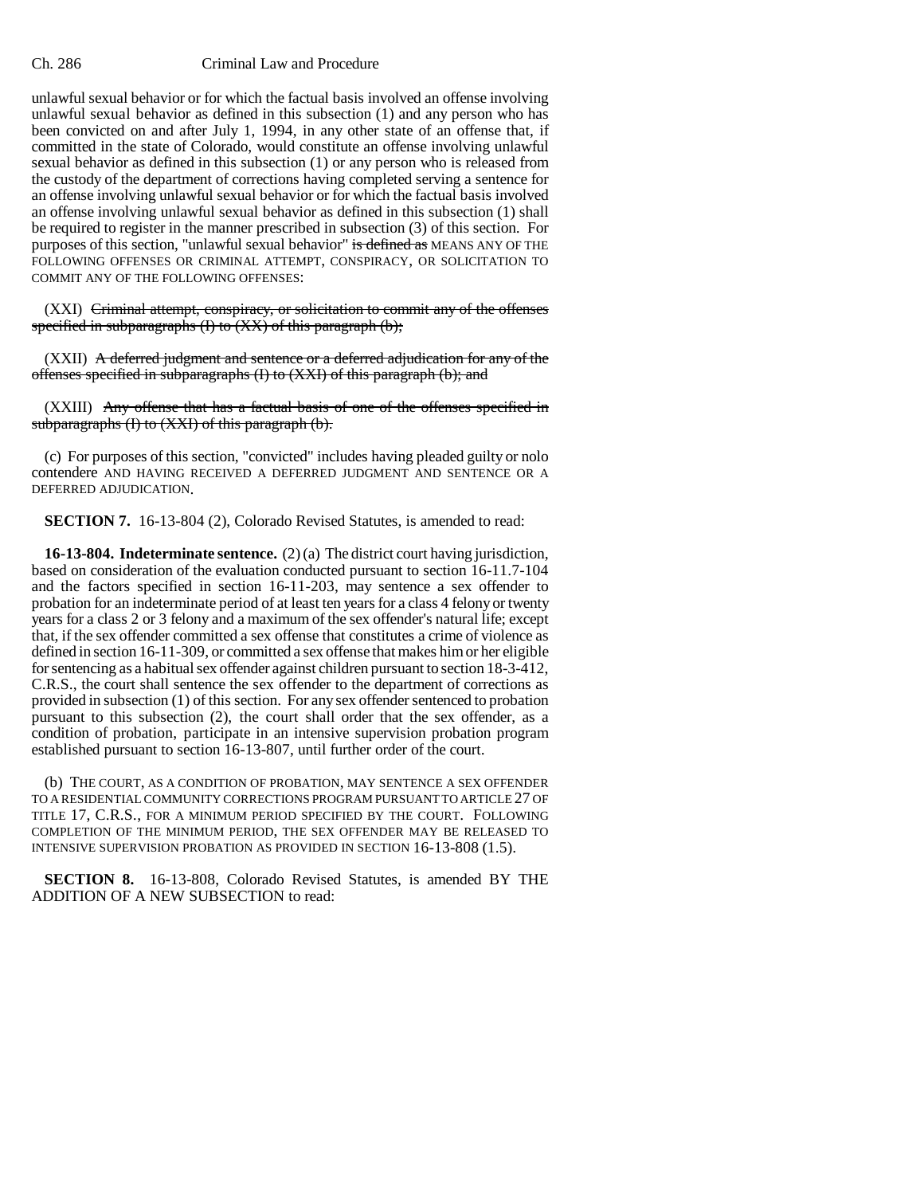unlawful sexual behavior or for which the factual basis involved an offense involving unlawful sexual behavior as defined in this subsection (1) and any person who has been convicted on and after July 1, 1994, in any other state of an offense that, if committed in the state of Colorado, would constitute an offense involving unlawful sexual behavior as defined in this subsection (1) or any person who is released from the custody of the department of corrections having completed serving a sentence for an offense involving unlawful sexual behavior or for which the factual basis involved an offense involving unlawful sexual behavior as defined in this subsection (1) shall be required to register in the manner prescribed in subsection (3) of this section. For purposes of this section, "unlawful sexual behavior" ~~is defined as~~ MEANS ANY OF THE FOLLOWING OFFENSES OR CRIMINAL ATTEMPT, CONSPIRACY, OR SOLICITATION TO COMMIT ANY OF THE FOLLOWING OFFENSES:

(XXI) ~~Criminal attempt, conspiracy, or solicitation to commit any of the offenses specified in subparagraphs (I) to (XX) of this paragraph (b);~~

(XXII) ~~A deferred judgment and sentence or a deferred adjudication for any of the offenses specified in subparagraphs (I) to (XXI) of this paragraph (b); and~~

(XXIII) ~~Any offense that has a factual basis of one of the offenses specified in subparagraphs (I) to (XXI) of this paragraph (b).~~

(c) For purposes of this section, "convicted" includes having pleaded guilty or nolo contendere AND HAVING RECEIVED A DEFERRED JUDGMENT AND SENTENCE OR A DEFERRED ADJUDICATION.

**SECTION 7.** 16-13-804 (2), Colorado Revised Statutes, is amended to read:

**16-13-804. Indeterminate sentence.** (2) (a) The district court having jurisdiction, based on consideration of the evaluation conducted pursuant to section 16-11.7-104 and the factors specified in section 16-11-203, may sentence a sex offender to probation for an indeterminate period of at least ten years for a class 4 felony or twenty years for a class 2 or 3 felony and a maximum of the sex offender's natural life; except that, if the sex offender committed a sex offense that constitutes a crime of violence as defined in section 16-11-309, or committed a sex offense that makes him or her eligible for sentencing as a habitual sex offender against children pursuant to section 18-3-412, C.R.S., the court shall sentence the sex offender to the department of corrections as provided in subsection (1) of this section. For any sex offender sentenced to probation pursuant to this subsection (2), the court shall order that the sex offender, as a condition of probation, participate in an intensive supervision probation program established pursuant to section 16-13-807, until further order of the court.

(b) THE COURT, AS A CONDITION OF PROBATION, MAY SENTENCE A SEX OFFENDER TO A RESIDENTIAL COMMUNITY CORRECTIONS PROGRAM PURSUANT TO ARTICLE 27 OF TITLE 17, C.R.S., FOR A MINIMUM PERIOD SPECIFIED BY THE COURT. FOLLOWING COMPLETION OF THE MINIMUM PERIOD, THE SEX OFFENDER MAY BE RELEASED TO INTENSIVE SUPERVISION PROBATION AS PROVIDED IN SECTION 16-13-808 (1.5).

**SECTION 8.** 16-13-808, Colorado Revised Statutes, is amended BY THE ADDITION OF A NEW SUBSECTION to read: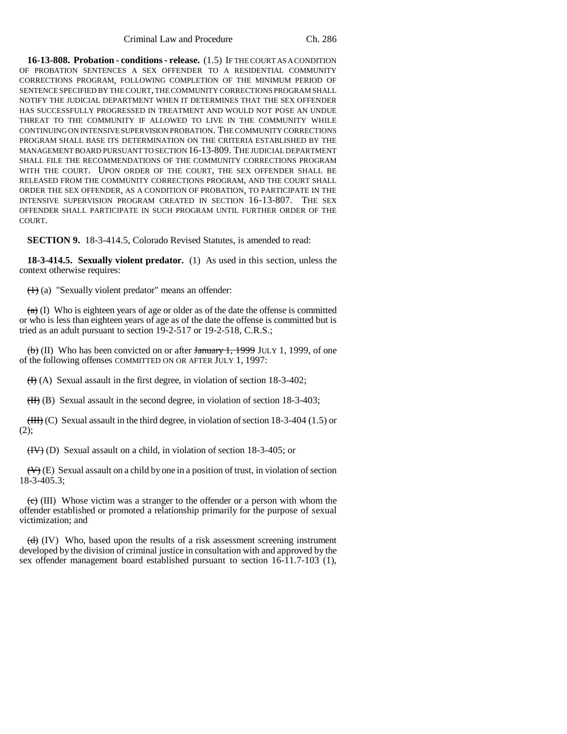**16-13-808. Probation - conditions - release.** (1.5) IF THE COURT AS A CONDITION OF PROBATION SENTENCES A SEX OFFENDER TO A RESIDENTIAL COMMUNITY CORRECTIONS PROGRAM, FOLLOWING COMPLETION OF THE MINIMUM PERIOD OF SENTENCE SPECIFIED BY THE COURT, THE COMMUNITY CORRECTIONS PROGRAM SHALL NOTIFY THE JUDICIAL DEPARTMENT WHEN IT DETERMINES THAT THE SEX OFFENDER HAS SUCCESSFULLY PROGRESSED IN TREATMENT AND WOULD NOT POSE AN UNDUE THREAT TO THE COMMUNITY IF ALLOWED TO LIVE IN THE COMMUNITY WHILE CONTINUING ON INTENSIVE SUPERVISION PROBATION. THE COMMUNITY CORRECTIONS PROGRAM SHALL BASE ITS DETERMINATION ON THE CRITERIA ESTABLISHED BY THE MANAGEMENT BOARD PURSUANT TO SECTION 16-13-809. THE JUDICIAL DEPARTMENT SHALL FILE THE RECOMMENDATIONS OF THE COMMUNITY CORRECTIONS PROGRAM WITH THE COURT. UPON ORDER OF THE COURT, THE SEX OFFENDER SHALL BE RELEASED FROM THE COMMUNITY CORRECTIONS PROGRAM, AND THE COURT SHALL ORDER THE SEX OFFENDER, AS A CONDITION OF PROBATION, TO PARTICIPATE IN THE INTENSIVE SUPERVISION PROGRAM CREATED IN SECTION 16-13-807. THE SEX OFFENDER SHALL PARTICIPATE IN SUCH PROGRAM UNTIL FURTHER ORDER OF THE COURT.

**SECTION 9.** 18-3-414.5, Colorado Revised Statutes, is amended to read:

**18-3-414.5. Sexually violent predator.** (1) As used in this section, unless the context otherwise requires:

~~(1)~~ (a) "Sexually violent predator" means an offender:

~~(a)~~ (I) Who is eighteen years of age or older as of the date the offense is committed or who is less than eighteen years of age as of the date the offense is committed but is tried as an adult pursuant to section 19-2-517 or 19-2-518, C.R.S.;

~~(b)~~ (II) Who has been convicted on or after ~~January 1, 1999~~ JULY 1, 1999, of one of the following offenses COMMITTED ON OR AFTER JULY 1, 1997:

~~(I)~~ (A) Sexual assault in the first degree, in violation of section 18-3-402;

~~(II)~~ (B) Sexual assault in the second degree, in violation of section 18-3-403;

~~(III)~~ (C) Sexual assault in the third degree, in violation of section 18-3-404 (1.5) or (2);

~~(IV)~~ (D) Sexual assault on a child, in violation of section 18-3-405; or

~~(V)~~ (E) Sexual assault on a child by one in a position of trust, in violation of section 18-3-405.3;

~~(c)~~ (III) Whose victim was a stranger to the offender or a person with whom the offender established or promoted a relationship primarily for the purpose of sexual victimization; and

~~(d)~~ (IV) Who, based upon the results of a risk assessment screening instrument developed by the division of criminal justice in consultation with and approved by the sex offender management board established pursuant to section 16-11.7-103 (1),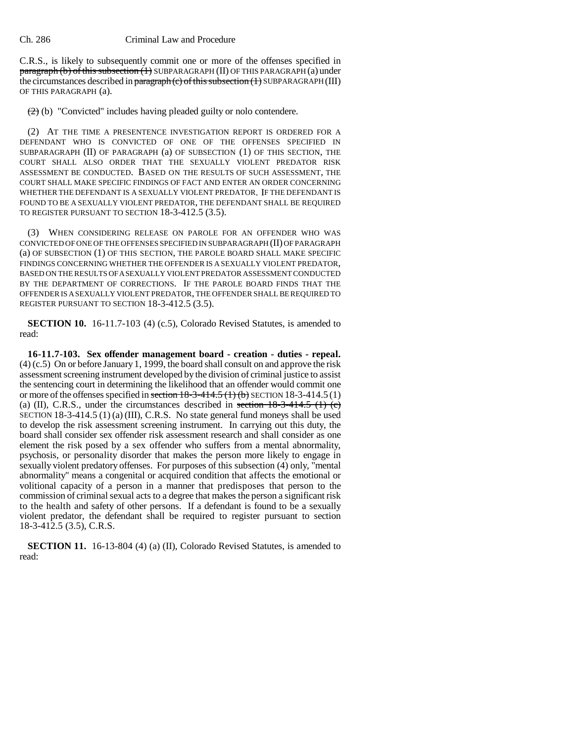C.R.S., is likely to subsequently commit one or more of the offenses specified in ~~paragraph (b) of this subsection (1)~~ SUBPARAGRAPH (II) OF THIS PARAGRAPH (a) under the circumstances described in ~~paragraph (c) of this subsection (1)~~ SUBPARAGRAPH (III) OF THIS PARAGRAPH (a).

~~(2)~~ (b) "Convicted" includes having pleaded guilty or nolo contendere.

(2) AT THE TIME A PRESENTENCE INVESTIGATION REPORT IS ORDERED FOR A DEFENDANT WHO IS CONVICTED OF ONE OF THE OFFENSES SPECIFIED IN SUBPARAGRAPH (II) OF PARAGRAPH (a) OF SUBSECTION (1) OF THIS SECTION, THE COURT SHALL ALSO ORDER THAT THE SEXUALLY VIOLENT PREDATOR RISK ASSESSMENT BE CONDUCTED. BASED ON THE RESULTS OF SUCH ASSESSMENT, THE COURT SHALL MAKE SPECIFIC FINDINGS OF FACT AND ENTER AN ORDER CONCERNING WHETHER THE DEFENDANT IS A SEXUALLY VIOLENT PREDATOR. IF THE DEFENDANT IS FOUND TO BE A SEXUALLY VIOLENT PREDATOR, THE DEFENDANT SHALL BE REQUIRED TO REGISTER PURSUANT TO SECTION 18-3-412.5 (3.5).

(3) WHEN CONSIDERING RELEASE ON PAROLE FOR AN OFFENDER WHO WAS CONVICTED OF ONE OF THE OFFENSES SPECIFIED IN SUBPARAGRAPH (II) OF PARAGRAPH (a) OF SUBSECTION (1) OF THIS SECTION, THE PAROLE BOARD SHALL MAKE SPECIFIC FINDINGS CONCERNING WHETHER THE OFFENDER IS A SEXUALLY VIOLENT PREDATOR, BASED ON THE RESULTS OF A SEXUALLY VIOLENT PREDATOR ASSESSMENT CONDUCTED BY THE DEPARTMENT OF CORRECTIONS. IF THE PAROLE BOARD FINDS THAT THE OFFENDER IS A SEXUALLY VIOLENT PREDATOR, THE OFFENDER SHALL BE REQUIRED TO REGISTER PURSUANT TO SECTION 18-3-412.5 (3.5).

**SECTION 10.** 16-11.7-103 (4) (c.5), Colorado Revised Statutes, is amended to read:

**16-11.7-103. Sex offender management board - creation - duties - repeal.** (4) (c.5) On or before January 1, 1999, the board shall consult on and approve the risk assessment screening instrument developed by the division of criminal justice to assist the sentencing court in determining the likelihood that an offender would commit one or more of the offenses specified in ~~section 18-3-414.5 (1) (b)~~ SECTION 18-3-414.5 (1) (a) (II), C.R.S., under the circumstances described in ~~section 18-3-414.5 (1) (c)~~ SECTION 18-3-414.5 (1) (a) (III), C.R.S. No state general fund moneys shall be used to develop the risk assessment screening instrument. In carrying out this duty, the board shall consider sex offender risk assessment research and shall consider as one element the risk posed by a sex offender who suffers from a mental abnormality, psychosis, or personality disorder that makes the person more likely to engage in sexually violent predatory offenses. For purposes of this subsection (4) only, "mental abnormality" means a congenital or acquired condition that affects the emotional or volitional capacity of a person in a manner that predisposes that person to the commission of criminal sexual acts to a degree that makes the person a significant risk to the health and safety of other persons. If a defendant is found to be a sexually violent predator, the defendant shall be required to register pursuant to section 18-3-412.5 (3.5), C.R.S.

**SECTION 11.** 16-13-804 (4) (a) (II), Colorado Revised Statutes, is amended to read: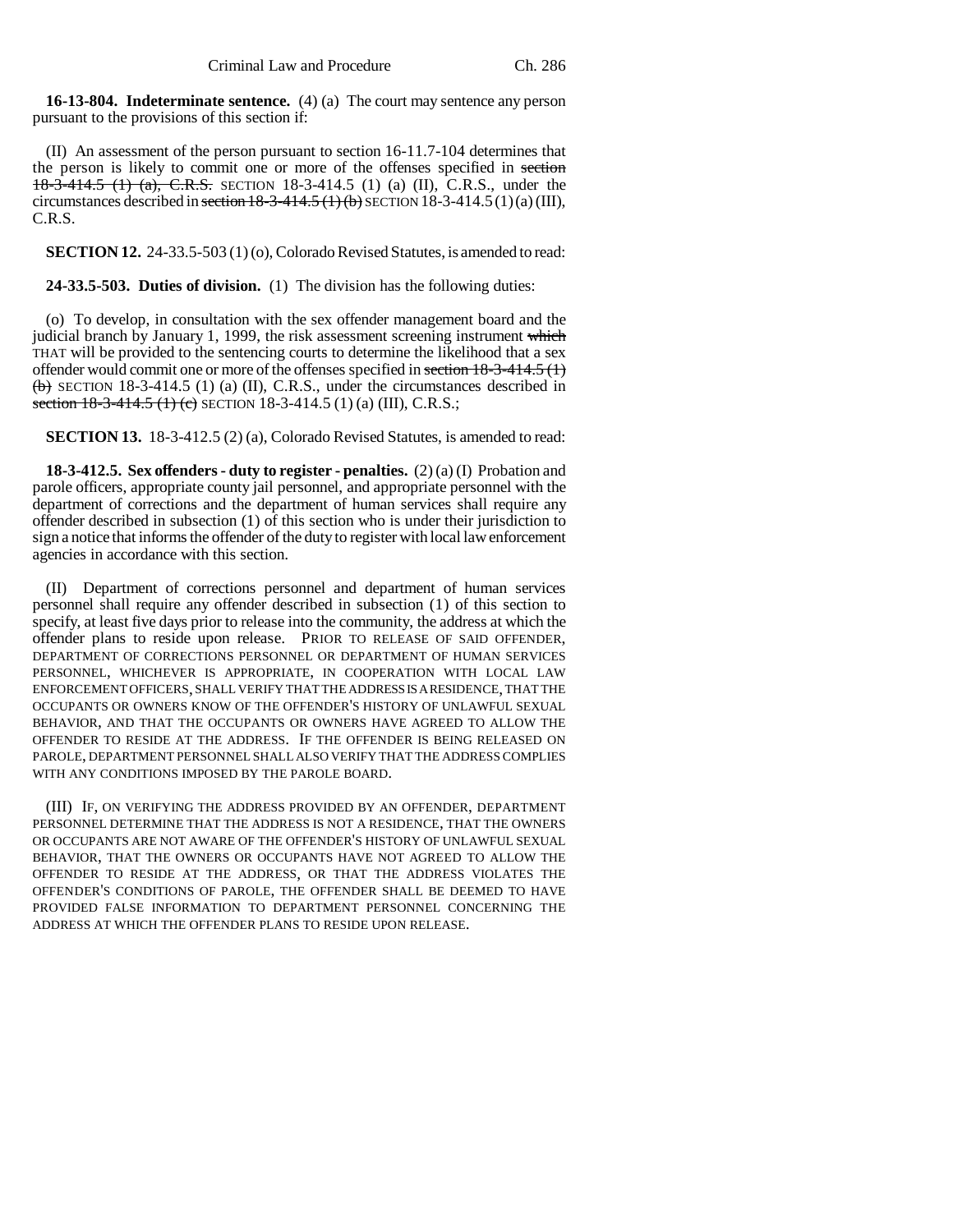**16-13-804. Indeterminate sentence.** (4) (a) The court may sentence any person pursuant to the provisions of this section if:

(II) An assessment of the person pursuant to section 16-11.7-104 determines that the person is likely to commit one or more of the offenses specified in ~~section 18-3-414.5 (1) (a), C.R.S.~~ SECTION 18-3-414.5 (1) (a) (II), C.R.S., under the circumstances described in ~~section 18-3-414.5 (1) (b)~~ SECTION 18-3-414.5 (1) (a) (III), C.R.S.

**SECTION 12.** 24-33.5-503 (1) (o), Colorado Revised Statutes, is amended to read:

**24-33.5-503. Duties of division.** (1) The division has the following duties:

(o) To develop, in consultation with the sex offender management board and the judicial branch by January 1, 1999, the risk assessment screening instrument ~~which~~ THAT will be provided to the sentencing courts to determine the likelihood that a sex offender would commit one or more of the offenses specified in ~~section 18-3-414.5 (1) (b)~~ SECTION 18-3-414.5 (1) (a) (II), C.R.S., under the circumstances described in ~~section 18-3-414.5 (1) (c)~~ SECTION 18-3-414.5 (1) (a) (III), C.R.S.;

**SECTION 13.** 18-3-412.5 (2) (a), Colorado Revised Statutes, is amended to read:

**18-3-412.5. Sex offenders - duty to register - penalties.** (2) (a) (I) Probation and parole officers, appropriate county jail personnel, and appropriate personnel with the department of corrections and the department of human services shall require any offender described in subsection (1) of this section who is under their jurisdiction to sign a notice that informs the offender of the duty to register with local law enforcement agencies in accordance with this section.

(II) Department of corrections personnel and department of human services personnel shall require any offender described in subsection (1) of this section to specify, at least five days prior to release into the community, the address at which the offender plans to reside upon release. PRIOR TO RELEASE OF SAID OFFENDER, DEPARTMENT OF CORRECTIONS PERSONNEL OR DEPARTMENT OF HUMAN SERVICES PERSONNEL, WHICHEVER IS APPROPRIATE, IN COOPERATION WITH LOCAL LAW ENFORCEMENT OFFICERS, SHALL VERIFY THAT THE ADDRESS IS A RESIDENCE, THAT THE OCCUPANTS OR OWNERS KNOW OF THE OFFENDER'S HISTORY OF UNLAWFUL SEXUAL BEHAVIOR, AND THAT THE OCCUPANTS OR OWNERS HAVE AGREED TO ALLOW THE OFFENDER TO RESIDE AT THE ADDRESS. IF THE OFFENDER IS BEING RELEASED ON PAROLE, DEPARTMENT PERSONNEL SHALL ALSO VERIFY THAT THE ADDRESS COMPLIES WITH ANY CONDITIONS IMPOSED BY THE PAROLE BOARD.

(III) IF, ON VERIFYING THE ADDRESS PROVIDED BY AN OFFENDER, DEPARTMENT PERSONNEL DETERMINE THAT THE ADDRESS IS NOT A RESIDENCE, THAT THE OWNERS OR OCCUPANTS ARE NOT AWARE OF THE OFFENDER'S HISTORY OF UNLAWFUL SEXUAL BEHAVIOR, THAT THE OWNERS OR OCCUPANTS HAVE NOT AGREED TO ALLOW THE OFFENDER TO RESIDE AT THE ADDRESS, OR THAT THE ADDRESS VIOLATES THE OFFENDER'S CONDITIONS OF PAROLE, THE OFFENDER SHALL BE DEEMED TO HAVE PROVIDED FALSE INFORMATION TO DEPARTMENT PERSONNEL CONCERNING THE ADDRESS AT WHICH THE OFFENDER PLANS TO RESIDE UPON RELEASE.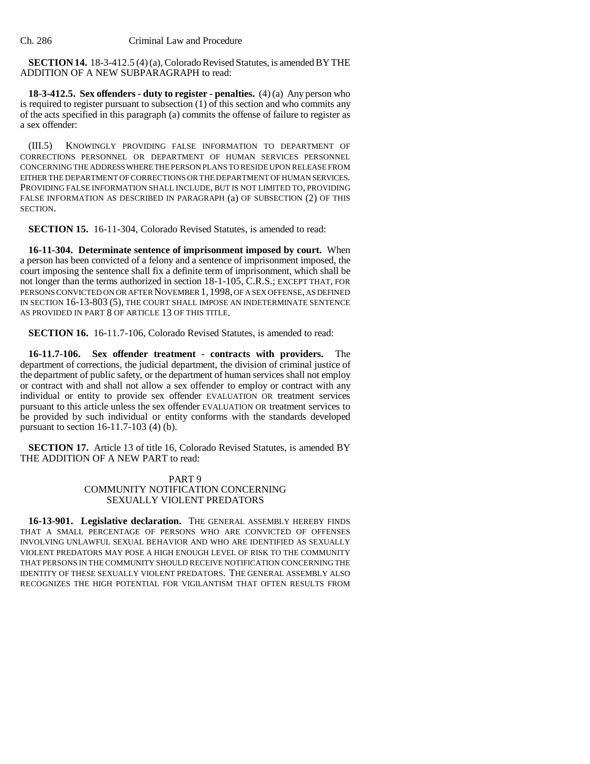**SECTION 14.** 18-3-412.5 (4) (a), Colorado Revised Statutes, is amended BY THE ADDITION OF A NEW SUBPARAGRAPH to read:

**18-3-412.5. Sex offenders - duty to register - penalties.** (4) (a) Any person who is required to register pursuant to subsection (1) of this section and who commits any of the acts specified in this paragraph (a) commits the offense of failure to register as a sex offender:

(III.5) KNOWINGLY PROVIDING FALSE INFORMATION TO DEPARTMENT OF CORRECTIONS PERSONNEL OR DEPARTMENT OF HUMAN SERVICES PERSONNEL CONCERNING THE ADDRESS WHERE THE PERSON PLANS TO RESIDE UPON RELEASE FROM EITHER THE DEPARTMENT OF CORRECTIONS OR THE DEPARTMENT OF HUMAN SERVICES. PROVIDING FALSE INFORMATION SHALL INCLUDE, BUT IS NOT LIMITED TO, PROVIDING FALSE INFORMATION AS DESCRIBED IN PARAGRAPH (a) OF SUBSECTION (2) OF THIS SECTION.

**SECTION 15.** 16-11-304, Colorado Revised Statutes, is amended to read:

**16-11-304. Determinate sentence of imprisonment imposed by court.** When a person has been convicted of a felony and a sentence of imprisonment imposed, the court imposing the sentence shall fix a definite term of imprisonment, which shall be not longer than the terms authorized in section 18-1-105, C.R.S.; EXCEPT THAT, FOR PERSONS CONVICTED ON OR AFTER NOVEMBER 1, 1998, OF A SEX OFFENSE, AS DEFINED IN SECTION 16-13-803 (5), THE COURT SHALL IMPOSE AN INDETERMINATE SENTENCE AS PROVIDED IN PART 8 OF ARTICLE 13 OF THIS TITLE.

**SECTION 16.** 16-11.7-106, Colorado Revised Statutes, is amended to read:

**16-11.7-106. Sex offender treatment - contracts with providers.** The department of corrections, the judicial department, the division of criminal justice of the department of public safety, or the department of human services shall not employ or contract with and shall not allow a sex offender to employ or contract with any individual or entity to provide sex offender EVALUATION OR treatment services pursuant to this article unless the sex offender EVALUATION OR treatment services to be provided by such individual or entity conforms with the standards developed pursuant to section 16-11.7-103 (4) (b).

**SECTION 17.** Article 13 of title 16, Colorado Revised Statutes, is amended BY THE ADDITION OF A NEW PART to read:

PART 9
COMMUNITY NOTIFICATION CONCERNING SEXUALLY VIOLENT PREDATORS

**16-13-901. Legislative declaration.** THE GENERAL ASSEMBLY HEREBY FINDS THAT A SMALL PERCENTAGE OF PERSONS WHO ARE CONVICTED OF OFFENSES INVOLVING UNLAWFUL SEXUAL BEHAVIOR AND WHO ARE IDENTIFIED AS SEXUALLY VIOLENT PREDATORS MAY POSE A HIGH ENOUGH LEVEL OF RISK TO THE COMMUNITY THAT PERSONS IN THE COMMUNITY SHOULD RECEIVE NOTIFICATION CONCERNING THE IDENTITY OF THESE SEXUALLY VIOLENT PREDATORS. THE GENERAL ASSEMBLY ALSO RECOGNIZES THE HIGH POTENTIAL FOR VIGILANTISM THAT OFTEN RESULTS FROM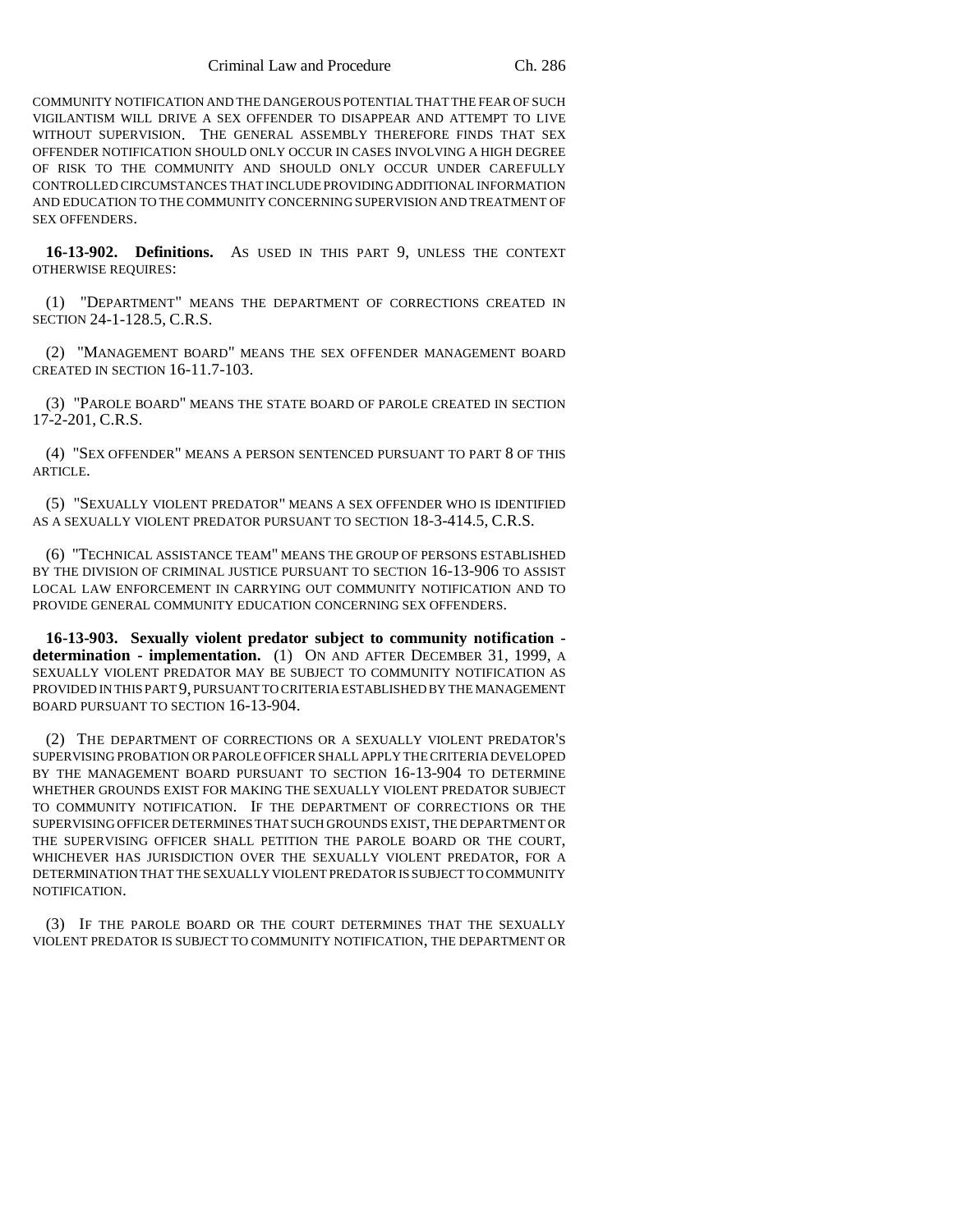COMMUNITY NOTIFICATION AND THE DANGEROUS POTENTIAL THAT THE FEAR OF SUCH VIGILANTISM WILL DRIVE A SEX OFFENDER TO DISAPPEAR AND ATTEMPT TO LIVE WITHOUT SUPERVISION. THE GENERAL ASSEMBLY THEREFORE FINDS THAT SEX OFFENDER NOTIFICATION SHOULD ONLY OCCUR IN CASES INVOLVING A HIGH DEGREE OF RISK TO THE COMMUNITY AND SHOULD ONLY OCCUR UNDER CAREFULLY CONTROLLED CIRCUMSTANCES THAT INCLUDE PROVIDING ADDITIONAL INFORMATION AND EDUCATION TO THE COMMUNITY CONCERNING SUPERVISION AND TREATMENT OF SEX OFFENDERS.

**16-13-902. Definitions.** AS USED IN THIS PART 9, UNLESS THE CONTEXT OTHERWISE REQUIRES:

(1) "DEPARTMENT" MEANS THE DEPARTMENT OF CORRECTIONS CREATED IN SECTION 24-1-128.5, C.R.S.

(2) "MANAGEMENT BOARD" MEANS THE SEX OFFENDER MANAGEMENT BOARD CREATED IN SECTION 16-11.7-103.

(3) "PAROLE BOARD" MEANS THE STATE BOARD OF PAROLE CREATED IN SECTION 17-2-201, C.R.S.

(4) "SEX OFFENDER" MEANS A PERSON SENTENCED PURSUANT TO PART 8 OF THIS ARTICLE.

(5) "SEXUALLY VIOLENT PREDATOR" MEANS A SEX OFFENDER WHO IS IDENTIFIED AS A SEXUALLY VIOLENT PREDATOR PURSUANT TO SECTION 18-3-414.5, C.R.S.

(6) "TECHNICAL ASSISTANCE TEAM" MEANS THE GROUP OF PERSONS ESTABLISHED BY THE DIVISION OF CRIMINAL JUSTICE PURSUANT TO SECTION 16-13-906 TO ASSIST LOCAL LAW ENFORCEMENT IN CARRYING OUT COMMUNITY NOTIFICATION AND TO PROVIDE GENERAL COMMUNITY EDUCATION CONCERNING SEX OFFENDERS.

**16-13-903. Sexually violent predator subject to community notification - determination - implementation.** (1) ON AND AFTER DECEMBER 31, 1999, A SEXUALLY VIOLENT PREDATOR MAY BE SUBJECT TO COMMUNITY NOTIFICATION AS PROVIDED IN THIS PART 9, PURSUANT TO CRITERIA ESTABLISHED BY THE MANAGEMENT BOARD PURSUANT TO SECTION 16-13-904.

(2) THE DEPARTMENT OF CORRECTIONS OR A SEXUALLY VIOLENT PREDATOR'S SUPERVISING PROBATION OR PAROLE OFFICER SHALL APPLY THE CRITERIA DEVELOPED BY THE MANAGEMENT BOARD PURSUANT TO SECTION 16-13-904 TO DETERMINE WHETHER GROUNDS EXIST FOR MAKING THE SEXUALLY VIOLENT PREDATOR SUBJECT TO COMMUNITY NOTIFICATION. IF THE DEPARTMENT OF CORRECTIONS OR THE SUPERVISING OFFICER DETERMINES THAT SUCH GROUNDS EXIST, THE DEPARTMENT OR THE SUPERVISING OFFICER SHALL PETITION THE PAROLE BOARD OR THE COURT, WHICHEVER HAS JURISDICTION OVER THE SEXUALLY VIOLENT PREDATOR, FOR A DETERMINATION THAT THE SEXUALLY VIOLENT PREDATOR IS SUBJECT TO COMMUNITY NOTIFICATION.

(3) IF THE PAROLE BOARD OR THE COURT DETERMINES THAT THE SEXUALLY VIOLENT PREDATOR IS SUBJECT TO COMMUNITY NOTIFICATION, THE DEPARTMENT OR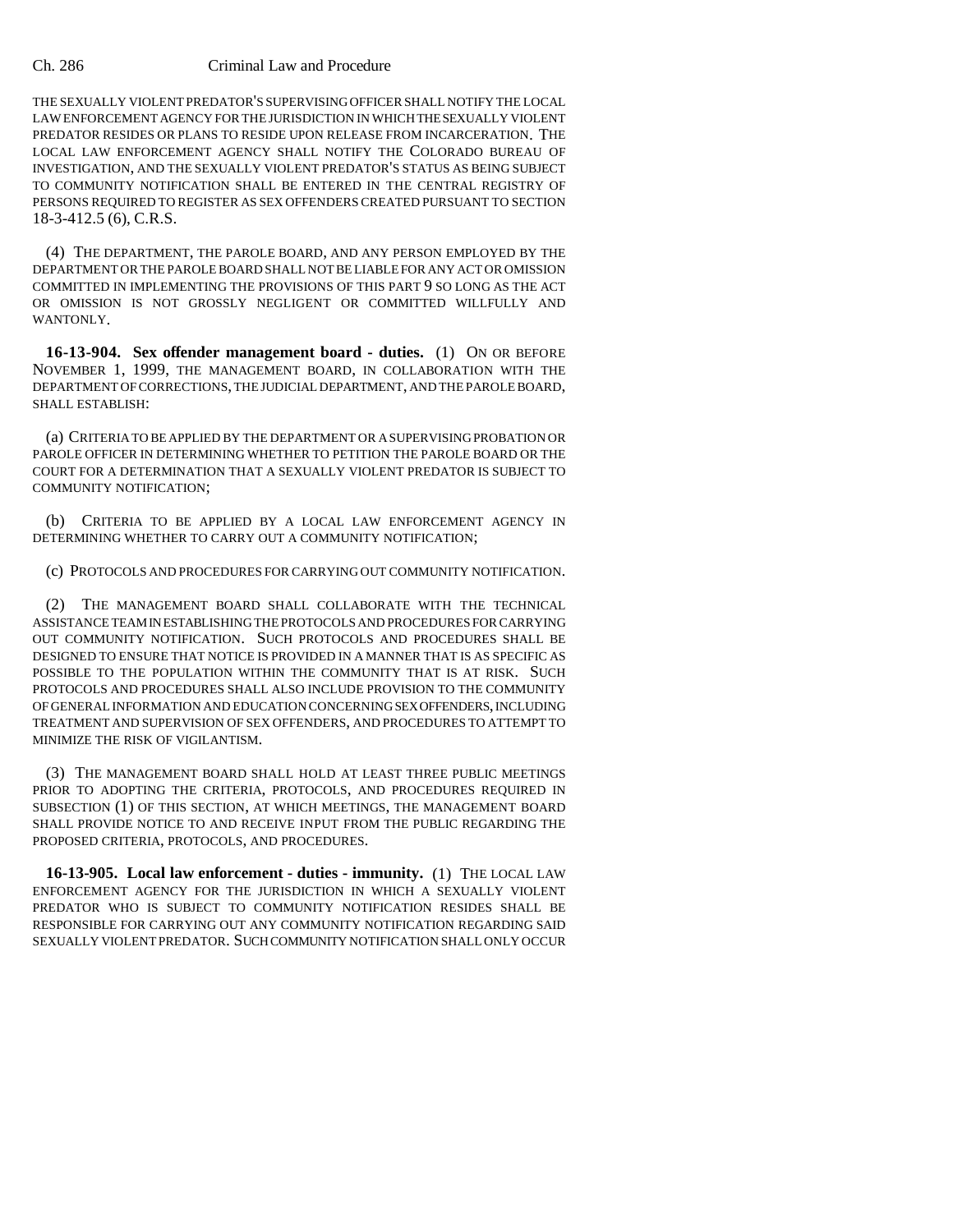THE SEXUALLY VIOLENT PREDATOR'S SUPERVISING OFFICER SHALL NOTIFY THE LOCAL LAW ENFORCEMENT AGENCY FOR THE JURISDICTION IN WHICH THE SEXUALLY VIOLENT PREDATOR RESIDES OR PLANS TO RESIDE UPON RELEASE FROM INCARCERATION. THE LOCAL LAW ENFORCEMENT AGENCY SHALL NOTIFY THE COLORADO BUREAU OF INVESTIGATION, AND THE SEXUALLY VIOLENT PREDATOR'S STATUS AS BEING SUBJECT TO COMMUNITY NOTIFICATION SHALL BE ENTERED IN THE CENTRAL REGISTRY OF PERSONS REQUIRED TO REGISTER AS SEX OFFENDERS CREATED PURSUANT TO SECTION 18-3-412.5 (6), C.R.S.

(4) THE DEPARTMENT, THE PAROLE BOARD, AND ANY PERSON EMPLOYED BY THE DEPARTMENT OR THE PAROLE BOARD SHALL NOT BE LIABLE FOR ANY ACT OR OMISSION COMMITTED IN IMPLEMENTING THE PROVISIONS OF THIS PART 9 SO LONG AS THE ACT OR OMISSION IS NOT GROSSLY NEGLIGENT OR COMMITTED WILLFULLY AND WANTONLY.

**16-13-904. Sex offender management board - duties.** (1) ON OR BEFORE NOVEMBER 1, 1999, THE MANAGEMENT BOARD, IN COLLABORATION WITH THE DEPARTMENT OF CORRECTIONS, THE JUDICIAL DEPARTMENT, AND THE PAROLE BOARD, SHALL ESTABLISH:

(a) CRITERIA TO BE APPLIED BY THE DEPARTMENT OR A SUPERVISING PROBATION OR PAROLE OFFICER IN DETERMINING WHETHER TO PETITION THE PAROLE BOARD OR THE COURT FOR A DETERMINATION THAT A SEXUALLY VIOLENT PREDATOR IS SUBJECT TO COMMUNITY NOTIFICATION;

(b) CRITERIA TO BE APPLIED BY A LOCAL LAW ENFORCEMENT AGENCY IN DETERMINING WHETHER TO CARRY OUT A COMMUNITY NOTIFICATION;

(c) PROTOCOLS AND PROCEDURES FOR CARRYING OUT COMMUNITY NOTIFICATION.

(2) THE MANAGEMENT BOARD SHALL COLLABORATE WITH THE TECHNICAL ASSISTANCE TEAM IN ESTABLISHING THE PROTOCOLS AND PROCEDURES FOR CARRYING OUT COMMUNITY NOTIFICATION. SUCH PROTOCOLS AND PROCEDURES SHALL BE DESIGNED TO ENSURE THAT NOTICE IS PROVIDED IN A MANNER THAT IS AS SPECIFIC AS POSSIBLE TO THE POPULATION WITHIN THE COMMUNITY THAT IS AT RISK. SUCH PROTOCOLS AND PROCEDURES SHALL ALSO INCLUDE PROVISION TO THE COMMUNITY OF GENERAL INFORMATION AND EDUCATION CONCERNING SEX OFFENDERS, INCLUDING TREATMENT AND SUPERVISION OF SEX OFFENDERS, AND PROCEDURES TO ATTEMPT TO MINIMIZE THE RISK OF VIGILANTISM.

(3) THE MANAGEMENT BOARD SHALL HOLD AT LEAST THREE PUBLIC MEETINGS PRIOR TO ADOPTING THE CRITERIA, PROTOCOLS, AND PROCEDURES REQUIRED IN SUBSECTION (1) OF THIS SECTION, AT WHICH MEETINGS, THE MANAGEMENT BOARD SHALL PROVIDE NOTICE TO AND RECEIVE INPUT FROM THE PUBLIC REGARDING THE PROPOSED CRITERIA, PROTOCOLS, AND PROCEDURES.

**16-13-905. Local law enforcement - duties - immunity.** (1) THE LOCAL LAW ENFORCEMENT AGENCY FOR THE JURISDICTION IN WHICH A SEXUALLY VIOLENT PREDATOR WHO IS SUBJECT TO COMMUNITY NOTIFICATION RESIDES SHALL BE RESPONSIBLE FOR CARRYING OUT ANY COMMUNITY NOTIFICATION REGARDING SAID SEXUALLY VIOLENT PREDATOR. SUCH COMMUNITY NOTIFICATION SHALL ONLY OCCUR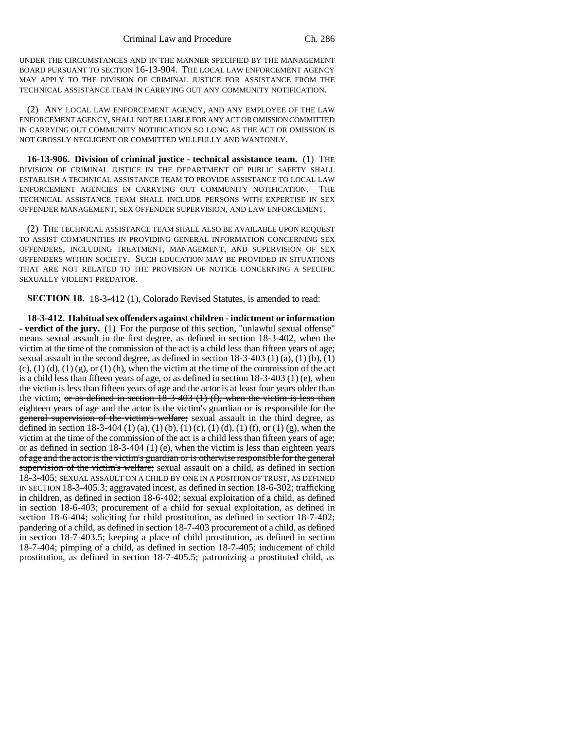UNDER THE CIRCUMSTANCES AND IN THE MANNER SPECIFIED BY THE MANAGEMENT BOARD PURSUANT TO SECTION 16-13-904. THE LOCAL LAW ENFORCEMENT AGENCY MAY APPLY TO THE DIVISION OF CRIMINAL JUSTICE FOR ASSISTANCE FROM THE TECHNICAL ASSISTANCE TEAM IN CARRYING OUT ANY COMMUNITY NOTIFICATION.

(2) ANY LOCAL LAW ENFORCEMENT AGENCY, AND ANY EMPLOYEE OF THE LAW ENFORCEMENT AGENCY, SHALL NOT BE LIABLE FOR ANY ACT OR OMISSION COMMITTED IN CARRYING OUT COMMUNITY NOTIFICATION SO LONG AS THE ACT OR OMISSION IS NOT GROSSLY NEGLIGENT OR COMMITTED WILLFULLY AND WANTONLY.

**16-13-906. Division of criminal justice - technical assistance team.** (1) THE DIVISION OF CRIMINAL JUSTICE IN THE DEPARTMENT OF PUBLIC SAFETY SHALL ESTABLISH A TECHNICAL ASSISTANCE TEAM TO PROVIDE ASSISTANCE TO LOCAL LAW ENFORCEMENT AGENCIES IN CARRYING OUT COMMUNITY NOTIFICATION. THE TECHNICAL ASSISTANCE TEAM SHALL INCLUDE PERSONS WITH EXPERTISE IN SEX OFFENDER MANAGEMENT, SEX OFFENDER SUPERVISION, AND LAW ENFORCEMENT.

(2) THE TECHNICAL ASSISTANCE TEAM SHALL ALSO BE AVAILABLE UPON REQUEST TO ASSIST COMMUNITIES IN PROVIDING GENERAL INFORMATION CONCERNING SEX OFFENDERS, INCLUDING TREATMENT, MANAGEMENT, AND SUPERVISION OF SEX OFFENDERS WITHIN SOCIETY. SUCH EDUCATION MAY BE PROVIDED IN SITUATIONS THAT ARE NOT RELATED TO THE PROVISION OF NOTICE CONCERNING A SPECIFIC SEXUALLY VIOLENT PREDATOR.

**SECTION 18.** 18-3-412 (1), Colorado Revised Statutes, is amended to read:

**18-3-412. Habitual sex offenders against children - indictment or information - verdict of the jury.** (1) For the purpose of this section, "unlawful sexual offense" means sexual assault in the first degree, as defined in section 18-3-402, when the victim at the time of the commission of the act is a child less than fifteen years of age; sexual assault in the second degree, as defined in section 18-3-403 (1) (a), (1) (b), (1) (c), (1) (d), (1) (g), or (1) (h), when the victim at the time of the commission of the act is a child less than fifteen years of age, or as defined in section 18-3-403 (1) (e), when the victim is less than fifteen years of age and the actor is at least four years older than the victim; ~~or as defined in section 18-3-403 (1) (f), when the victim is less than eighteen years of age and the actor is the victim's guardian or is responsible for the general supervision of the victim's welfare;~~ sexual assault in the third degree, as defined in section 18-3-404 (1) (a), (1) (b), (1) (c), (1) (d), (1) (f), or (1) (g), when the victim at the time of the commission of the act is a child less than fifteen years of age; ~~or as defined in section 18-3-404 (1) (e), when the victim is less than eighteen years of age and the actor is the victim's guardian or is otherwise responsible for the general supervision of the victim's welfare;~~ sexual assault on a child, as defined in section 18-3-405; SEXUAL ASSAULT ON A CHILD BY ONE IN A POSITION OF TRUST, AS DEFINED IN SECTION 18-3-405.3; aggravated incest, as defined in section 18-6-302; trafficking in children, as defined in section 18-6-402; sexual exploitation of a child, as defined in section 18-6-403; procurement of a child for sexual exploitation, as defined in section 18-6-404; soliciting for child prostitution, as defined in section 18-7-402; pandering of a child, as defined in section 18-7-403 procurement of a child, as defined in section 18-7-403.5; keeping a place of child prostitution, as defined in section 18-7-404; pimping of a child, as defined in section 18-7-405; inducement of child prostitution, as defined in section 18-7-405.5; patronizing a prostituted child, as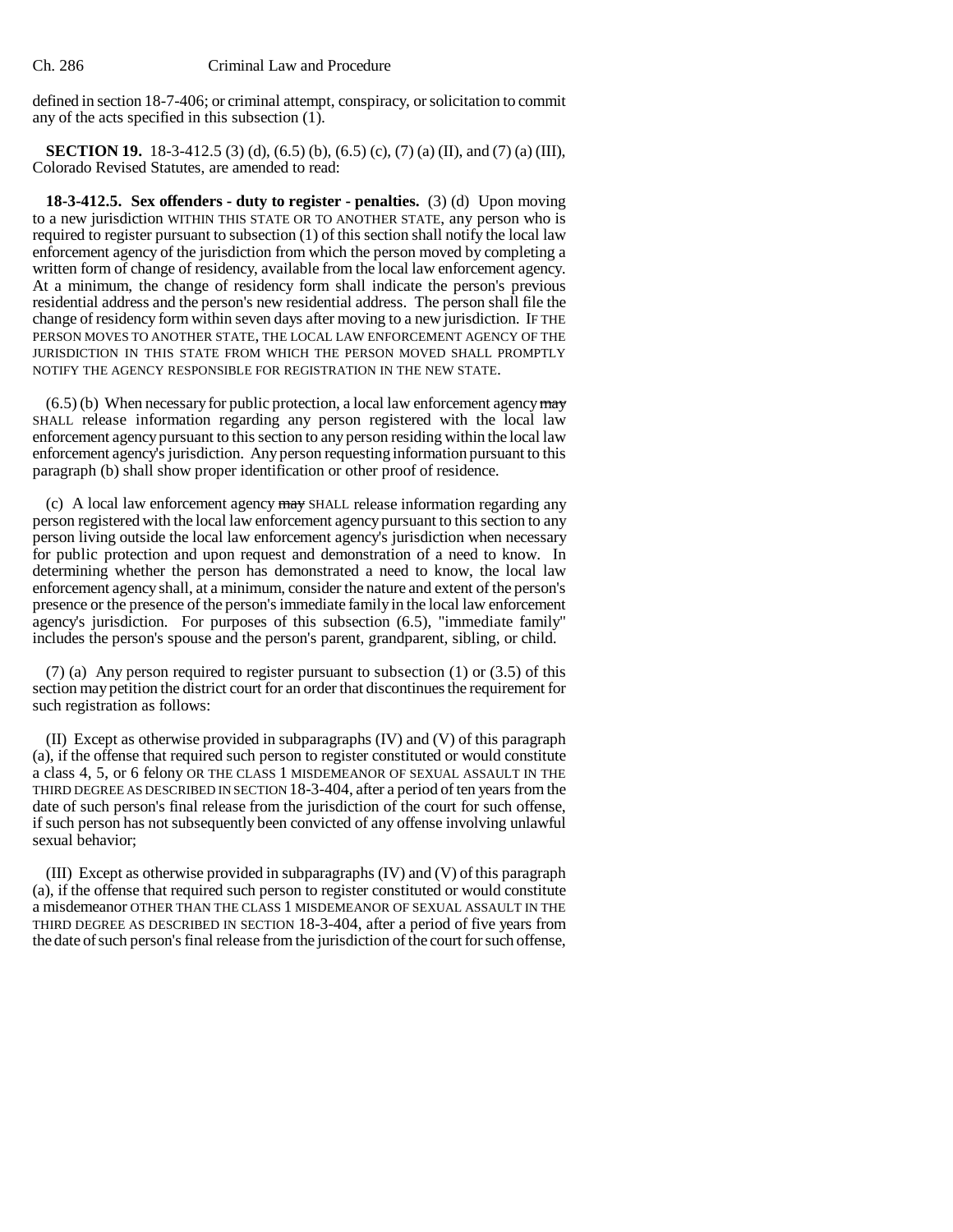defined in section 18-7-406; or criminal attempt, conspiracy, or solicitation to commit any of the acts specified in this subsection (1).

**SECTION 19.** 18-3-412.5 (3) (d), (6.5) (b), (6.5) (c), (7) (a) (II), and (7) (a) (III), Colorado Revised Statutes, are amended to read:

**18-3-412.5. Sex offenders - duty to register - penalties.** (3) (d) Upon moving to a new jurisdiction WITHIN THIS STATE OR TO ANOTHER STATE, any person who is required to register pursuant to subsection (1) of this section shall notify the local law enforcement agency of the jurisdiction from which the person moved by completing a written form of change of residency, available from the local law enforcement agency. At a minimum, the change of residency form shall indicate the person's previous residential address and the person's new residential address. The person shall file the change of residency form within seven days after moving to a new jurisdiction. IF THE PERSON MOVES TO ANOTHER STATE, THE LOCAL LAW ENFORCEMENT AGENCY OF THE JURISDICTION IN THIS STATE FROM WHICH THE PERSON MOVED SHALL PROMPTLY NOTIFY THE AGENCY RESPONSIBLE FOR REGISTRATION IN THE NEW STATE.

(6.5) (b) When necessary for public protection, a local law enforcement agency ~~may~~ SHALL release information regarding any person registered with the local law enforcement agency pursuant to this section to any person residing within the local law enforcement agency's jurisdiction. Any person requesting information pursuant to this paragraph (b) shall show proper identification or other proof of residence.

(c) A local law enforcement agency ~~may~~ SHALL release information regarding any person registered with the local law enforcement agency pursuant to this section to any person living outside the local law enforcement agency's jurisdiction when necessary for public protection and upon request and demonstration of a need to know. In determining whether the person has demonstrated a need to know, the local law enforcement agency shall, at a minimum, consider the nature and extent of the person's presence or the presence of the person's immediate family in the local law enforcement agency's jurisdiction. For purposes of this subsection (6.5), "immediate family" includes the person's spouse and the person's parent, grandparent, sibling, or child.

(7) (a) Any person required to register pursuant to subsection (1) or (3.5) of this section may petition the district court for an order that discontinues the requirement for such registration as follows:

(II) Except as otherwise provided in subparagraphs (IV) and (V) of this paragraph (a), if the offense that required such person to register constituted or would constitute a class 4, 5, or 6 felony OR THE CLASS 1 MISDEMEANOR OF SEXUAL ASSAULT IN THE THIRD DEGREE AS DESCRIBED IN SECTION 18-3-404, after a period of ten years from the date of such person's final release from the jurisdiction of the court for such offense, if such person has not subsequently been convicted of any offense involving unlawful sexual behavior;

(III) Except as otherwise provided in subparagraphs (IV) and (V) of this paragraph (a), if the offense that required such person to register constituted or would constitute a misdemeanor OTHER THAN THE CLASS 1 MISDEMEANOR OF SEXUAL ASSAULT IN THE THIRD DEGREE AS DESCRIBED IN SECTION 18-3-404, after a period of five years from the date of such person's final release from the jurisdiction of the court for such offense,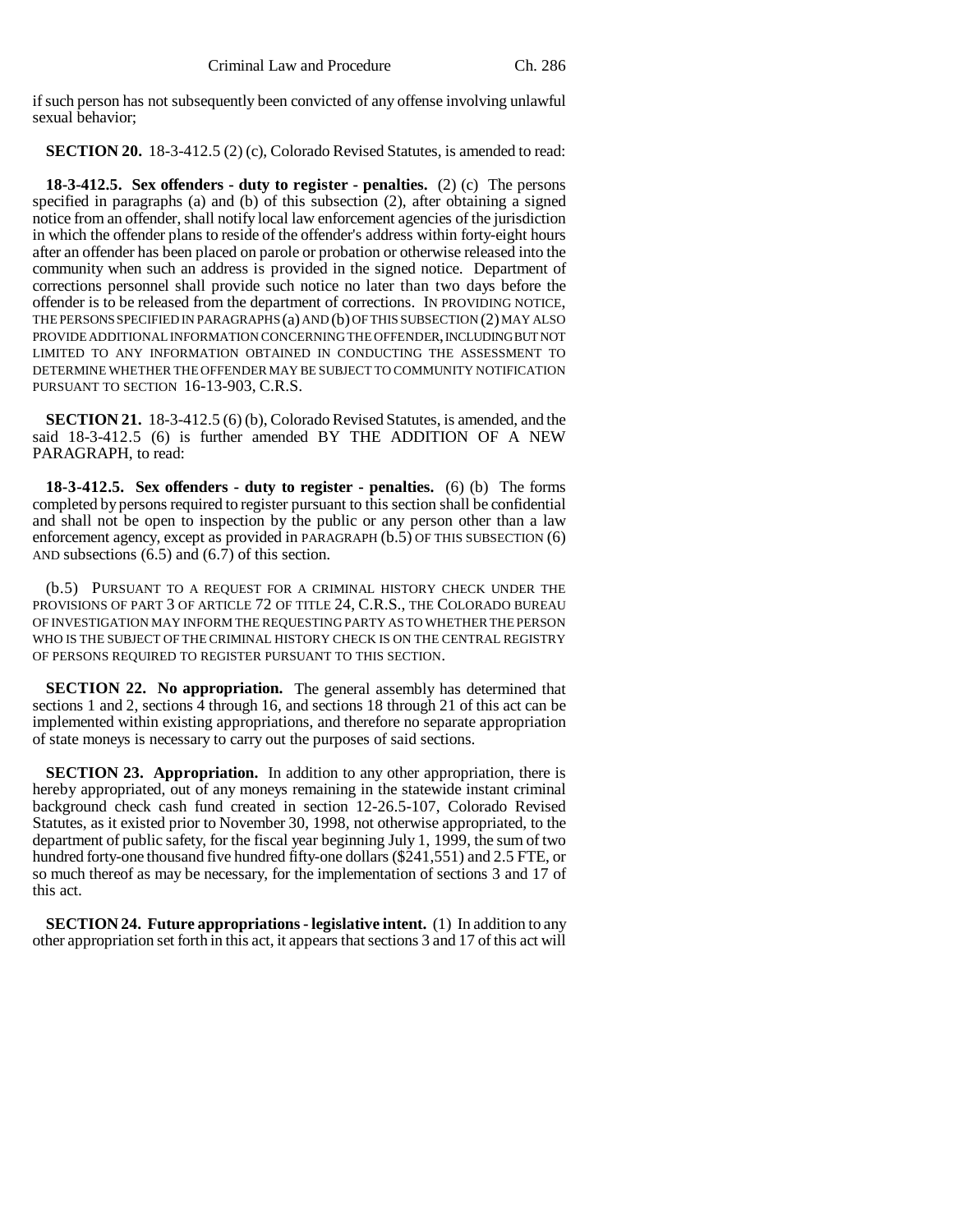if such person has not subsequently been convicted of any offense involving unlawful sexual behavior;

**SECTION 20.** 18-3-412.5 (2) (c), Colorado Revised Statutes, is amended to read:

**18-3-412.5. Sex offenders - duty to register - penalties.** (2) (c) The persons specified in paragraphs (a) and (b) of this subsection (2), after obtaining a signed notice from an offender, shall notify local law enforcement agencies of the jurisdiction in which the offender plans to reside of the offender's address within forty-eight hours after an offender has been placed on parole or probation or otherwise released into the community when such an address is provided in the signed notice. Department of corrections personnel shall provide such notice no later than two days before the offender is to be released from the department of corrections. IN PROVIDING NOTICE, THE PERSONS SPECIFIED IN PARAGRAPHS (a) AND (b) OF THIS SUBSECTION (2) MAY ALSO PROVIDE ADDITIONAL INFORMATION CONCERNING THE OFFENDER, INCLUDING BUT NOT LIMITED TO ANY INFORMATION OBTAINED IN CONDUCTING THE ASSESSMENT TO DETERMINE WHETHER THE OFFENDER MAY BE SUBJECT TO COMMUNITY NOTIFICATION PURSUANT TO SECTION 16-13-903, C.R.S.

**SECTION 21.** 18-3-412.5 (6) (b), Colorado Revised Statutes, is amended, and the said 18-3-412.5 (6) is further amended BY THE ADDITION OF A NEW PARAGRAPH, to read:

**18-3-412.5. Sex offenders - duty to register - penalties.** (6) (b) The forms completed by persons required to register pursuant to this section shall be confidential and shall not be open to inspection by the public or any person other than a law enforcement agency, except as provided in PARAGRAPH (b.5) OF THIS SUBSECTION (6) AND subsections (6.5) and (6.7) of this section.

(b.5) PURSUANT TO A REQUEST FOR A CRIMINAL HISTORY CHECK UNDER THE PROVISIONS OF PART 3 OF ARTICLE 72 OF TITLE 24, C.R.S., THE COLORADO BUREAU OF INVESTIGATION MAY INFORM THE REQUESTING PARTY AS TO WHETHER THE PERSON WHO IS THE SUBJECT OF THE CRIMINAL HISTORY CHECK IS ON THE CENTRAL REGISTRY OF PERSONS REQUIRED TO REGISTER PURSUANT TO THIS SECTION.

**SECTION 22. No appropriation.** The general assembly has determined that sections 1 and 2, sections 4 through 16, and sections 18 through 21 of this act can be implemented within existing appropriations, and therefore no separate appropriation of state moneys is necessary to carry out the purposes of said sections.

**SECTION 23. Appropriation.** In addition to any other appropriation, there is hereby appropriated, out of any moneys remaining in the statewide instant criminal background check cash fund created in section 12-26.5-107, Colorado Revised Statutes, as it existed prior to November 30, 1998, not otherwise appropriated, to the department of public safety, for the fiscal year beginning July 1, 1999, the sum of two hundred forty-one thousand five hundred fifty-one dollars ($241,551) and 2.5 FTE, or so much thereof as may be necessary, for the implementation of sections 3 and 17 of this act.

**SECTION 24. Future appropriations - legislative intent.** (1) In addition to any other appropriation set forth in this act, it appears that sections 3 and 17 of this act will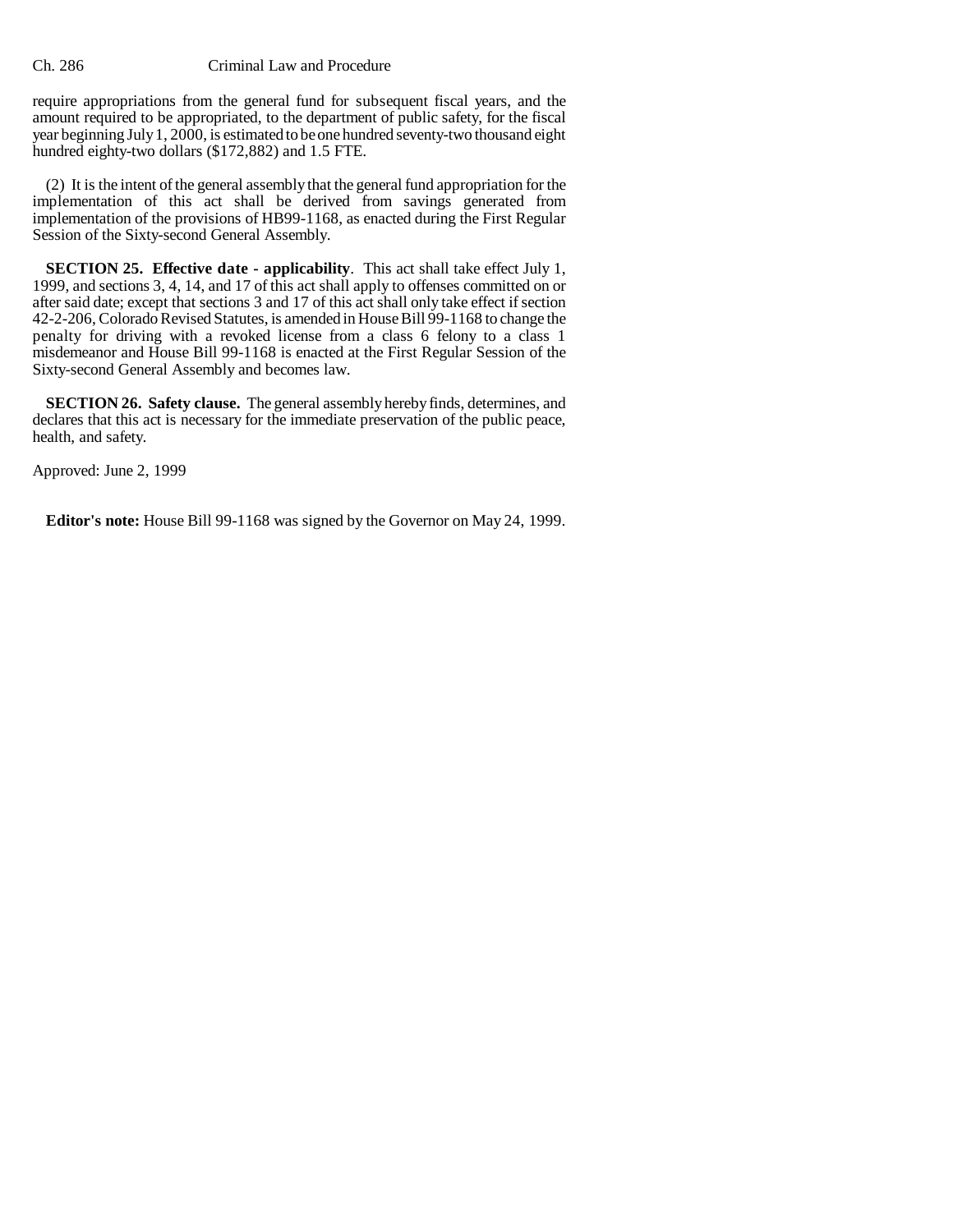require appropriations from the general fund for subsequent fiscal years, and the amount required to be appropriated, to the department of public safety, for the fiscal year beginning July 1, 2000, is estimated to be one hundred seventy-two thousand eight hundred eighty-two dollars ($172,882) and 1.5 FTE.

(2) It is the intent of the general assembly that the general fund appropriation for the implementation of this act shall be derived from savings generated from implementation of the provisions of HB99-1168, as enacted during the First Regular Session of the Sixty-second General Assembly.

**SECTION 25. Effective date - applicability**. This act shall take effect July 1, 1999, and sections 3, 4, 14, and 17 of this act shall apply to offenses committed on or after said date; except that sections 3 and 17 of this act shall only take effect if section 42-2-206, Colorado Revised Statutes, is amended in House Bill 99-1168 to change the penalty for driving with a revoked license from a class 6 felony to a class 1 misdemeanor and House Bill 99-1168 is enacted at the First Regular Session of the Sixty-second General Assembly and becomes law.

**SECTION 26. Safety clause.** The general assembly hereby finds, determines, and declares that this act is necessary for the immediate preservation of the public peace, health, and safety.

Approved: June 2, 1999

**Editor's note:** House Bill 99-1168 was signed by the Governor on May 24, 1999.